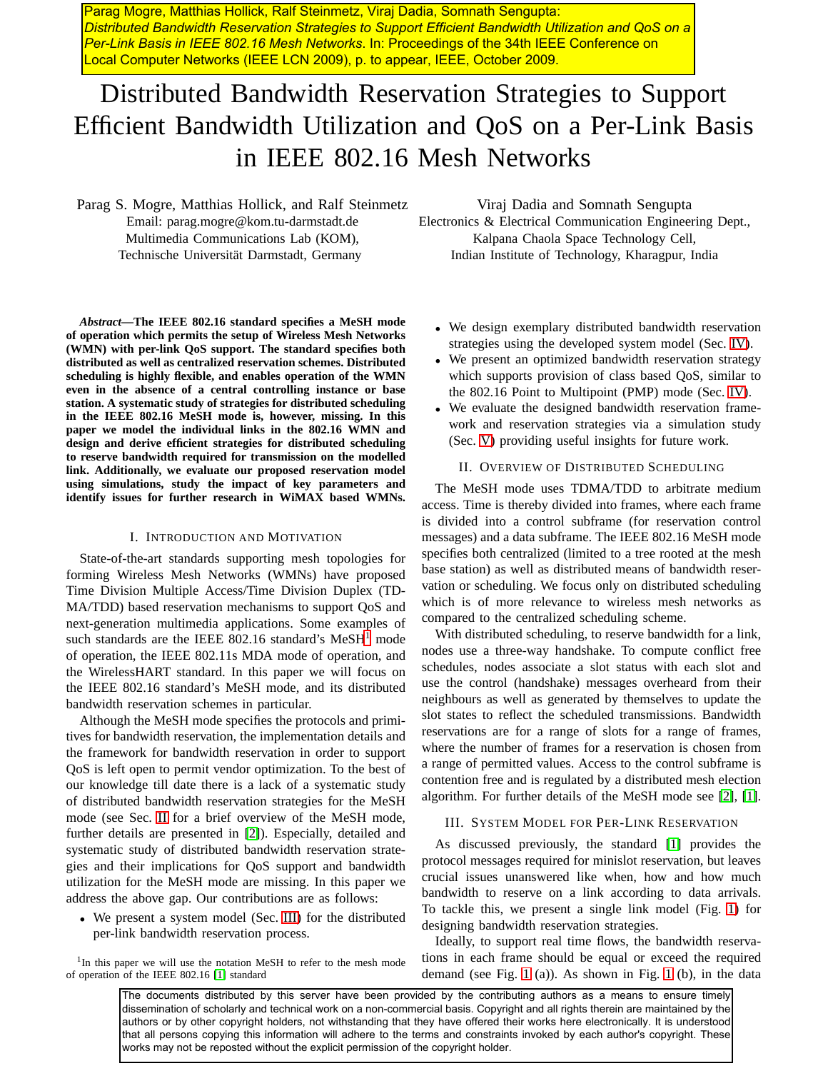Parag Mogre, Matthias Hollick, Ralf Steinmetz, Viraj Dadia, Somnath Sengupta: *Distributed Bandwidth Reservation Strategies to Support Efficient Bandwidth Utilization and QoS on a Per-Link Basis in IEEE 802.16 Mesh Networks*. In: Proceedings of the 34th IEEE Conference on Local Computer Networks (IEEE LCN 2009), p. to appear, IEEE, October 2009.

# Distributed Bandwidth Reservation Strategies to Support Efficient Bandwidth Utilization and QoS on a Per-Link Basis in IEEE 802.16 Mesh Networks

Parag S. Mogre, Matthias Hollick, and Ralf Steinmetz
Email: parag.mogre@kom.tu-darmstadt.de
Multimedia Communications Lab (KOM),
Technische Universität Darmstadt, Germany

Viraj Dadia and Somnath Sengupta
Electronics & Electrical Communication Engineering Dept.,
Kalpana Chaola Space Technology Cell,
Indian Institute of Technology, Kharagpur, India

***Abstract*—The IEEE 802.16 standard specifies a MeSH mode of operation which permits the setup of Wireless Mesh Networks (WMN) with per-link QoS support. The standard specifies both distributed as well as centralized reservation schemes. Distributed scheduling is highly flexible, and enables operation of the WMN even in the absence of a central controlling instance or base station. A systematic study of strategies for distributed scheduling in the IEEE 802.16 MeSH mode is, however, missing. In this paper we model the individual links in the 802.16 WMN and design and derive efficient strategies for distributed scheduling to reserve bandwidth required for transmission on the modelled link. Additionally, we evaluate our proposed reservation model using simulations, study the impact of key parameters and identify issues for further research in WiMAX based WMNs.**

## I. Introduction and Motivation

State-of-the-art standards supporting mesh topologies for forming Wireless Mesh Networks (WMNs) have proposed Time Division Multiple Access/Time Division Duplex (TDMA/TDD) based reservation mechanisms to support QoS and next-generation multimedia applications. Some examples of such standards are the IEEE 802.16 standard's MeSH[1] mode of operation, the IEEE 802.11s MDA mode of operation, and the WirelessHART standard. In this paper we will focus on the IEEE 802.16 standard's MeSH mode, and its distributed bandwidth reservation schemes in particular.

Although the MeSH mode specifies the protocols and primitives for bandwidth reservation, the implementation details and the framework for bandwidth reservation in order to support QoS is left open to permit vendor optimization. To the best of our knowledge till date there is a lack of a systematic study of distributed bandwidth reservation strategies for the MeSH mode (see Sec. II for a brief overview of the MeSH mode, further details are presented in [2]). Especially, detailed and systematic study of distributed bandwidth reservation strategies and their implications for QoS support and bandwidth utilization for the MeSH mode are missing. In this paper we address the above gap. Our contributions are as follows:

- We present a system model (Sec. III) for the distributed per-link bandwidth reservation process.
- We design exemplary distributed bandwidth reservation strategies using the developed system model (Sec. IV).
- We present an optimized bandwidth reservation strategy which supports provision of class based QoS, similar to the 802.16 Point to Multipoint (PMP) mode (Sec. IV).
- We evaluate the designed bandwidth reservation framework and reservation strategies via a simulation study (Sec. V) providing useful insights for future work.

[1] In this paper we will use the notation MeSH to refer to the mesh mode of operation of the IEEE 802.16 [1] standard

## II. Overview of Distributed Scheduling

The MeSH mode uses TDMA/TDD to arbitrate medium access. Time is thereby divided into frames, where each frame is divided into a control subframe (for reservation control messages) and a data subframe. The IEEE 802.16 MeSH mode specifies both centralized (limited to a tree rooted at the mesh base station) as well as distributed means of bandwidth reservation or scheduling. We focus only on distributed scheduling which is of more relevance to wireless mesh networks as compared to the centralized scheduling scheme.

With distributed scheduling, to reserve bandwidth for a link, nodes use a three-way handshake. To compute conflict free schedules, nodes associate a slot status with each slot and use the control (handshake) messages overheard from their neighbours as well as generated by themselves to update the slot states to reflect the scheduled transmissions. Bandwidth reservations are for a range of slots for a range of frames, where the number of frames for a reservation is chosen from a range of permitted values. Access to the control subframe is contention free and is regulated by a distributed mesh election algorithm. For further details of the MeSH mode see [2], [1].

## III. System Model for Per-Link Reservation

As discussed previously, the standard [1] provides the protocol messages required for minislot reservation, but leaves crucial issues unanswered like when, how and how much bandwidth to reserve on a link according to data arrivals. To tackle this, we present a single link model (Fig. 1) for designing bandwidth reservation strategies.

Ideally, to support real time flows, the bandwidth reservations in each frame should be equal or exceed the required demand (see Fig. 1 (a)). As shown in Fig. 1 (b), in the data

The documents distributed by this server have been provided by the contributing authors as a means to ensure timely dissemination of scholarly and technical work on a non-commercial basis. Copyright and all rights therein are maintained by the authors or by other copyright holders, not withstanding that they have offered their works here electronically. It is understood that all persons copying this information will adhere to the terms and constraints invoked by each author's copyright. These works may not be reposted without the explicit permission of the copyright holder.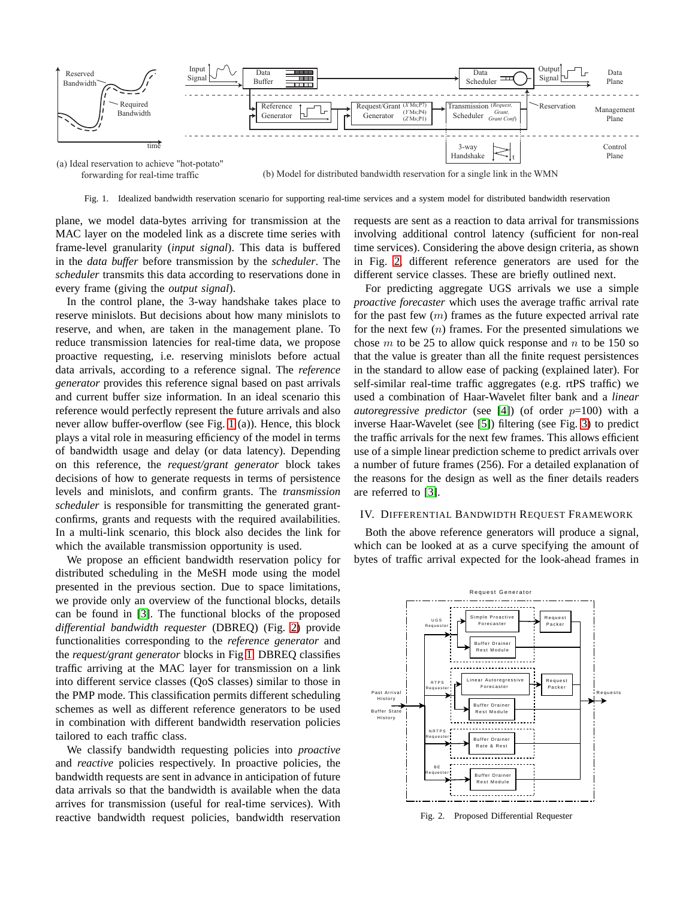(a) Ideal reservation to achieve "hot-potato" forwarding for real-time traffic

(b) Model for distributed bandwidth reservation for a single link in the WMN

Fig. 1. Idealized bandwidth reservation scenario for supporting real-time services and a system model for distributed bandwidth reservation

plane, we model data-bytes arriving for transmission at the MAC layer on the modeled link as a discrete time series with frame-level granularity (*input signal*). This data is buffered in the *data buffer* before transmission by the *scheduler*. The *scheduler* transmits this data according to reservations done in every frame (giving the *output signal*).

In the control plane, the 3-way handshake takes place to reserve minislots. But decisions about how many minislots to reserve, and when, are taken in the management plane. To reduce transmission latencies for real-time data, we propose proactive requesting, i.e. reserving minislots before actual data arrivals, according to a reference signal. The *reference generator* provides this reference signal based on past arrivals and current buffer size information. In an ideal scenario this reference would perfectly represent the future arrivals and also never allow buffer-overflow (see Fig. 1 (a)). Hence, this block plays a vital role in measuring efficiency of the model in terms of bandwidth usage and delay (or data latency). Depending on this reference, the *request/grant generator* block takes decisions of how to generate requests in terms of persistence levels and minislots, and confirm grants. The *transmission scheduler* is responsible for transmitting the generated grant-confirms, grants and requests with the required availabilities. In a multi-link scenario, this block also decides the link for which the available transmission opportunity is used.

We propose an efficient bandwidth reservation policy for distributed scheduling in the MeSH mode using the model presented in the previous section. Due to space limitations, we provide only an overview of the functional blocks, details can be found in [3]. The functional blocks of the proposed *differential bandwidth requester* (DBREQ) (Fig. 2) provide functionalities corresponding to the *reference generator* and the *request/grant generator* blocks in Fig 1. DBREQ classifies traffic arriving at the MAC layer for transmission on a link into different service classes (QoS classes) similar to those in the PMP mode. This classification permits different scheduling schemes as well as different reference generators to be used in combination with different bandwidth reservation policies tailored to each traffic class.

We classify bandwidth requesting policies into *proactive* and *reactive* policies respectively. In proactive policies, the bandwidth requests are sent in advance in anticipation of future data arrivals so that the bandwidth is available when the data arrives for transmission (useful for real-time services). With reactive bandwidth request policies, bandwidth reservation requests are sent as a reaction to data arrival for transmissions involving additional control latency (sufficient for non-real time services). Considering the above design criteria, as shown in Fig. 2, different reference generators are used for the different service classes. These are briefly outlined next.

For predicting aggregate UGS arrivals we use a simple *proactive forecaster* which uses the average traffic arrival rate for the past few ($m$) frames as the future expected arrival rate for the next few ($n$) frames. For the presented simulations we chose $m$ to be 25 to allow quick response and $n$ to be 150 so that the value is greater than all the finite request persistences in the standard to allow ease of packing (explained later). For self-similar real-time traffic aggregates (e.g. rtPS traffic) we used a combination of Haar-Wavelet filter bank and a *linear autoregressive predictor* (see [4]) (of order $p$=100) with a inverse Haar-Wavelet (see [5]) filtering (see Fig. 3) to predict the traffic arrivals for the next few frames. This allows efficient use of a simple linear prediction scheme to predict arrivals over a number of future frames (256). For a detailed explanation of the reasons for the design as well as the finer details readers are referred to [3].

## IV. Differential Bandwidth Request Framework

Both the above reference generators will produce a signal, which can be looked at as a curve specifying the amount of bytes of traffic arrival expected for the look-ahead frames in

Fig. 2. Proposed Differential Requester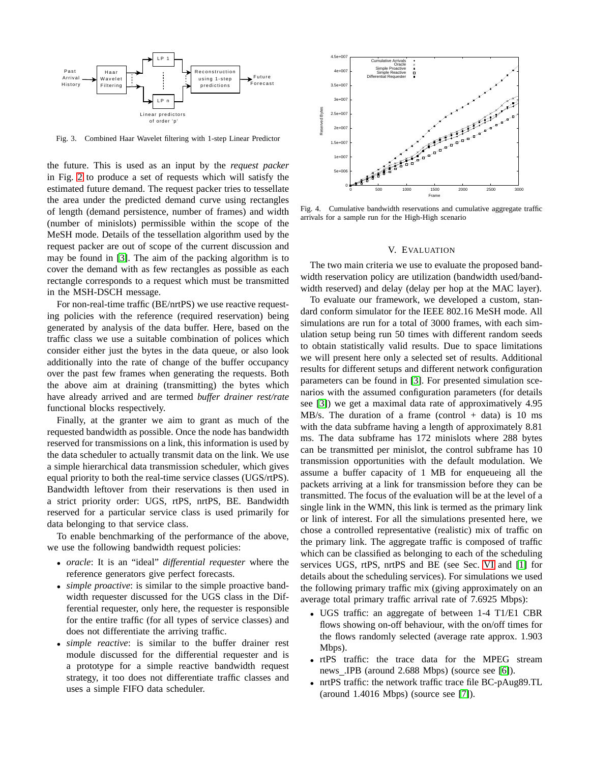Fig. 3. Combined Haar Wavelet filtering with 1-step Linear Predictor

the future. This is used as an input by the *request packer* in Fig. 2 to produce a set of requests which will satisfy the estimated future demand. The request packer tries to tessellate the area under the predicted demand curve using rectangles of length (demand persistence, number of frames) and width (number of minislots) permissible within the scope of the MeSH mode. Details of the tessellation algorithm used by the request packer are out of scope of the current discussion and may be found in [3]. The aim of the packing algorithm is to cover the demand with as few rectangles as possible as each rectangle corresponds to a request which must be transmitted in the MSH-DSCH message.

For non-real-time traffic (BE/nrtPS) we use reactive requesting policies with the reference (required reservation) being generated by analysis of the data buffer. Here, based on the traffic class we use a suitable combination of polices which consider either just the bytes in the data queue, or also look additionally into the rate of change of the buffer occupancy over the past few frames when generating the requests. Both the above aim at draining (transmitting) the bytes which have already arrived and are termed *buffer drainer rest/rate* functional blocks respectively.

Finally, at the granter we aim to grant as much of the requested bandwidth as possible. Once the node has bandwidth reserved for transmissions on a link, this information is used by the data scheduler to actually transmit data on the link. We use a simple hierarchical data transmission scheduler, which gives equal priority to both the real-time service classes (UGS/rtPS). Bandwidth leftover from their reservations is then used in a strict priority order: UGS, rtPS, nrtPS, BE. Bandwidth reserved for a particular service class is used primarily for data belonging to that service class.

To enable benchmarking of the performance of the above, we use the following bandwidth request policies:

- *oracle*: It is an "ideal" *differential requester* where the reference generators give perfect forecasts.
- *simple proactive*: is similar to the simple proactive bandwidth requester discussed for the UGS class in the Differential requester, only here, the requester is responsible for the entire traffic (for all types of service classes) and does not differentiate the arriving traffic.
- *simple reactive*: is similar to the buffer drainer rest module discussed for the differential requester and is a prototype for a simple reactive bandwidth request strategy, it too does not differentiate traffic classes and uses a simple FIFO data scheduler.

Fig. 4. Cumulative bandwidth reservations and cumulative aggregate traffic arrivals for a sample run for the High-High scenario

## V. Evaluation

The two main criteria we use to evaluate the proposed bandwidth reservation policy are utilization (bandwidth used/bandwidth reserved) and delay (delay per hop at the MAC layer).

To evaluate our framework, we developed a custom, standard conform simulator for the IEEE 802.16 MeSH mode. All simulations are run for a total of 3000 frames, with each simulation setup being run 50 times with different random seeds to obtain statistically valid results. Due to space limitations we will present here only a selected set of results. Additional results for different setups and different network configuration parameters can be found in [3]. For presented simulation scenarios with the assumed configuration parameters (for details see [3]) we get a maximal data rate of approximately 4.95 MB/s. The duration of a frame (control + data) is 10 ms with the data subframe having a length of approximately 8.81 ms. The data subframe has 172 minislots where 288 bytes can be transmitted per minislot, the control subframe has 10 transmission opportunities with the default modulation. We assume a buffer capacity of 1 MB for enqueueing all the packets arriving at a link for transmission before they can be transmitted. The focus of the evaluation will be at the level of a single link in the WMN, this link is termed as the primary link or link of interest. For all the simulations presented here, we chose a controlled representative (realistic) mix of traffic on the primary link. The aggregate traffic is composed of traffic which can be classified as belonging to each of the scheduling services UGS, rtPS, nrtPS and BE (see Sec. VI and [1] for details about the scheduling services). For simulations we used the following primary traffic mix (giving approximately on an average total primary traffic arrival rate of 7.6925 Mbps):

- UGS traffic: an aggregate of between 1-4 T1/E1 CBR flows showing on-off behaviour, with the on/off times for the flows randomly selected (average rate approx. 1.903 Mbps).
- rtPS traffic: the trace data for the MPEG stream news_.IPB (around 2.688 Mbps) (source see [6]).
- nrtPS traffic: the network traffic trace file BC-pAug89.TL (around 1.4016 Mbps) (source see [7]).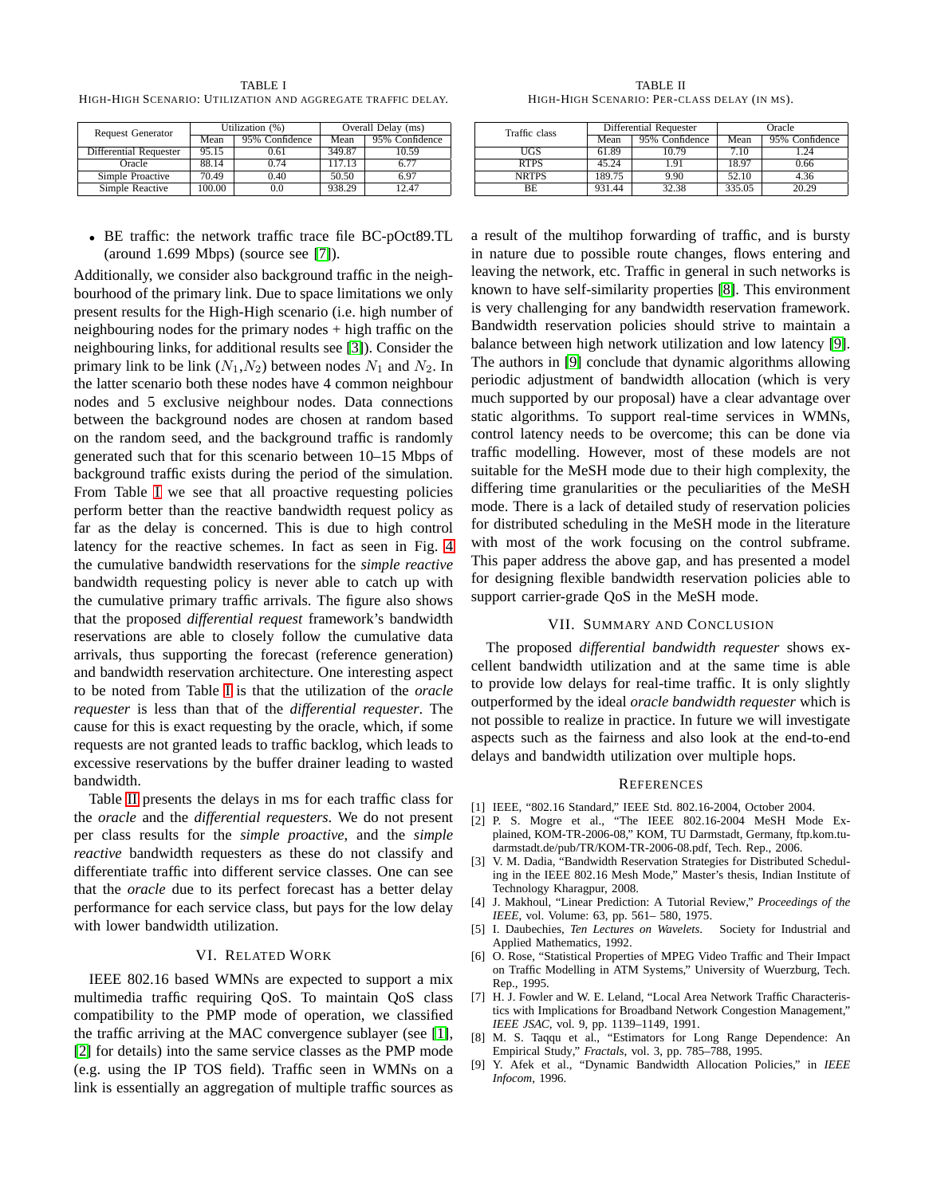TABLE I
HIGH-HIGH SCENARIO: UTILIZATION AND AGGREGATE TRAFFIC DELAY.

| Request Generator | Utilization (%) | | Overall Delay (ms) | |
|---|---|---|---|---|
| | Mean | 95% Confidence | Mean | 95% Confidence |
| Differential Requester | 95.15 | 0.61 | 349.87 | 10.59 |
| Oracle | 88.14 | 0.74 | 117.13 | 6.77 |
| Simple Proactive | 70.49 | 0.40 | 50.50 | 6.97 |
| Simple Reactive | 100.00 | 0.0 | 938.29 | 12.47 |

TABLE II
HIGH-HIGH SCENARIO: PER-CLASS DELAY (IN MS).

| Traffic class | Differential Requester | | Oracle | |
|---|---|---|---|---|
| | Mean | 95% Confidence | Mean | 95% Confidence |
| UGS | 61.89 | 10.79 | 7.10 | 1.24 |
| RTPS | 45.24 | 1.91 | 18.97 | 0.66 |
| NRTPS | 189.75 | 9.90 | 52.10 | 4.36 |
| BE | 931.44 | 32.38 | 335.05 | 20.29 |

- BE traffic: the network traffic trace file BC-pOct89.TL (around 1.699 Mbps) (source see [7]).

Additionally, we consider also background traffic in the neighbourhood of the primary link. Due to space limitations we only present results for the High-High scenario (i.e. high number of neighbouring nodes for the primary nodes + high traffic on the neighbouring links, for additional results see [3]). Consider the primary link to be link ($N_1$,$N_2$) between nodes $N_1$ and $N_2$. In the latter scenario both these nodes have 4 common neighbour nodes and 5 exclusive neighbour nodes. Data connections between the background nodes are chosen at random based on the random seed, and the background traffic is randomly generated such that for this scenario between 10–15 Mbps of background traffic exists during the period of the simulation. From Table I we see that all proactive requesting policies perform better than the reactive bandwidth request policy as far as the delay is concerned. This is due to high control latency for the reactive schemes. In fact as seen in Fig. 4 the cumulative bandwidth reservations for the *simple reactive* bandwidth requesting policy is never able to catch up with the cumulative primary traffic arrivals. The figure also shows that the proposed *differential request* framework's bandwidth reservations are able to closely follow the cumulative data arrivals, thus supporting the forecast (reference generation) and bandwidth reservation architecture. One interesting aspect to be noted from Table I is that the utilization of the *oracle requester* is less than that of the *differential requester*. The cause for this is exact requesting by the oracle, which, if some requests are not granted leads to traffic backlog, which leads to excessive reservations by the buffer drainer leading to wasted bandwidth.

Table II presents the delays in ms for each traffic class for the *oracle* and the *differential requesters*. We do not present per class results for the *simple proactive*, and the *simple reactive* bandwidth requesters as these do not classify and differentiate traffic into different service classes. One can see that the *oracle* due to its perfect forecast has a better delay performance for each service class, but pays for the low delay with lower bandwidth utilization.

## VI. Related Work

IEEE 802.16 based WMNs are expected to support a mix multimedia traffic requiring QoS. To maintain QoS class compatibility to the PMP mode of operation, we classified the traffic arriving at the MAC convergence sublayer (see [1], [2] for details) into the same service classes as the PMP mode (e.g. using the IP TOS field). Traffic seen in WMNs on a link is essentially an aggregation of multiple traffic sources as a result of the multihop forwarding of traffic, and is bursty in nature due to possible route changes, flows entering and leaving the network, etc. Traffic in general in such networks is known to have self-similarity properties [8]. This environment is very challenging for any bandwidth reservation framework. Bandwidth reservation policies should strive to maintain a balance between high network utilization and low latency [9]. The authors in [9] conclude that dynamic algorithms allowing periodic adjustment of bandwidth allocation (which is very much supported by our proposal) have a clear advantage over static algorithms. To support real-time services in WMNs, control latency needs to be overcome; this can be done via traffic modelling. However, most of these models are not suitable for the MeSH mode due to their high complexity, the differing time granularities or the peculiarities of the MeSH mode. There is a lack of detailed study of reservation policies for distributed scheduling in the MeSH mode in the literature with most of the work focusing on the control subframe. This paper address the above gap, and has presented a model for designing flexible bandwidth reservation policies able to support carrier-grade QoS in the MeSH mode.

## VII. Summary and Conclusion

The proposed *differential bandwidth requester* shows excellent bandwidth utilization and at the same time is able to provide low delays for real-time traffic. It is only slightly outperformed by the ideal *oracle bandwidth requester* which is not possible to realize in practice. In future we will investigate aspects such as the fairness and also look at the end-to-end delays and bandwidth utilization over multiple hops.

## References

[1] IEEE, "802.16 Standard," IEEE Std. 802.16-2004, October 2004.

[2] P. S. Mogre et al., "The IEEE 802.16-2004 MeSH Mode Explained, KOM-TR-2006-08," KOM, TU Darmstadt, Germany, ftp.kom.tu-darmstadt.de/pub/TR/KOM-TR-2006-08.pdf, Tech. Rep., 2006.

[3] V. M. Dadia, "Bandwidth Reservation Strategies for Distributed Scheduling in the IEEE 802.16 Mesh Mode," Master's thesis, Indian Institute of Technology Kharagpur, 2008.

[4] J. Makhoul, "Linear Prediction: A Tutorial Review," *Proceedings of the IEEE*, vol. Volume: 63, pp. 561– 580, 1975.

[5] I. Daubechies, *Ten Lectures on Wavelets*. Society for Industrial and Applied Mathematics, 1992.

[6] O. Rose, "Statistical Properties of MPEG Video Traffic and Their Impact on Traffic Modelling in ATM Systems," University of Wuerzburg, Tech. Rep., 1995.

[7] H. J. Fowler and W. E. Leland, "Local Area Network Traffic Characteristics with Implications for Broadband Network Congestion Management," *IEEE JSAC*, vol. 9, pp. 1139–1149, 1991.

[8] M. S. Taqqu et al., "Estimators for Long Range Dependence: An Empirical Study," *Fractals*, vol. 3, pp. 785–788, 1995.

[9] Y. Afek et al., "Dynamic Bandwidth Allocation Policies," in *IEEE Infocom*, 1996.